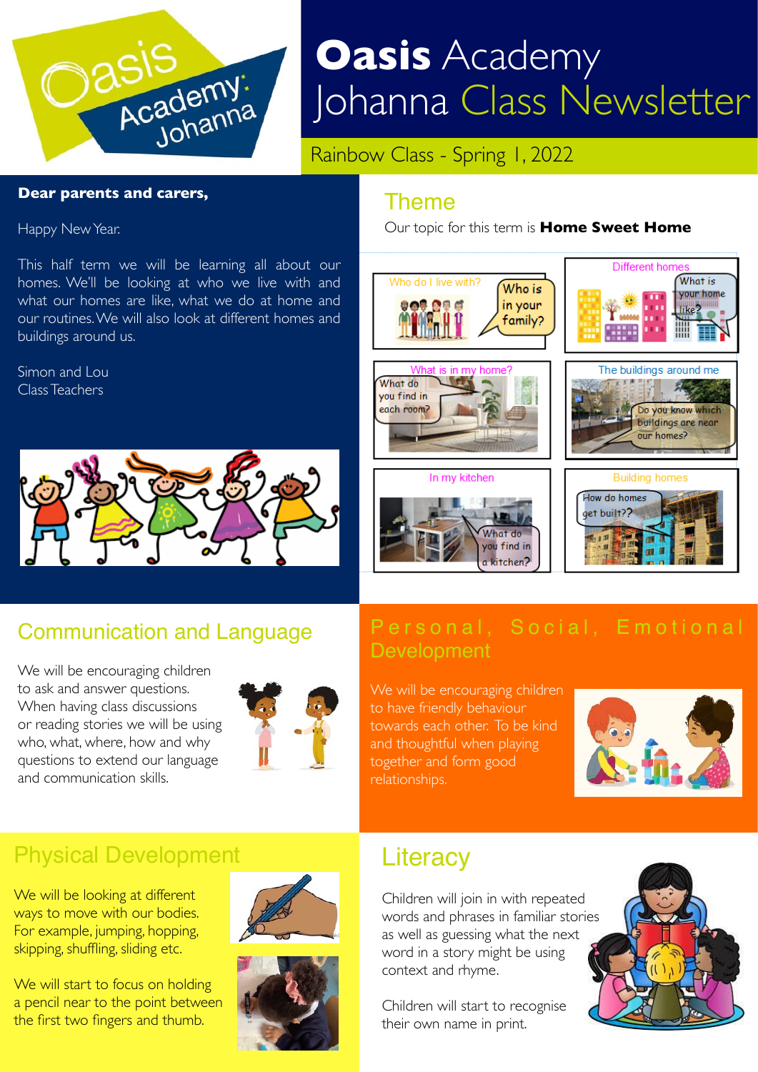# Oasis Academy Johanna Class Newsletter

Rainbow Class - Spring 1, 2022

**Dear parents and carers,**

Happy New Year.

This half term we will be learning all about our homes. We'll be looking at who we live with and what our homes are like, what we do at home and our routines. We will also look at different homes and buildings around us.

Simon and Lou
Class Teachers

## Theme

Our topic for this term is **Home Sweet Home**

Who do I live with? — Who is in your family?

Different homes — What is your home like?

What is in my home? — What do you find in each room?

The buildings around me — Do you know which buildings are near our homes?

In my kitchen — What do you find in a kitchen?

Building homes — How do homes get built??

## Communication and Language

We will be encouraging children to ask and answer questions. When having class discussions or reading stories we will be using who, what, where, how and why questions to extend our language and communication skills.

## Personal, Social, Emotional Development

We will be encouraging children to have friendly behaviour towards each other. To be kind and thoughtful when playing together and form good relationships.

## Physical Development

We will be looking at different ways to move with our bodies. For example, jumping, hopping, skipping, shuffling, sliding etc.

We will start to focus on holding a pencil near to the point between the first two fingers and thumb.

## Literacy

Children will join in with repeated words and phrases in familiar stories as well as guessing what the next word in a story might be using context and rhyme.

Children will start to recognise their own name in print.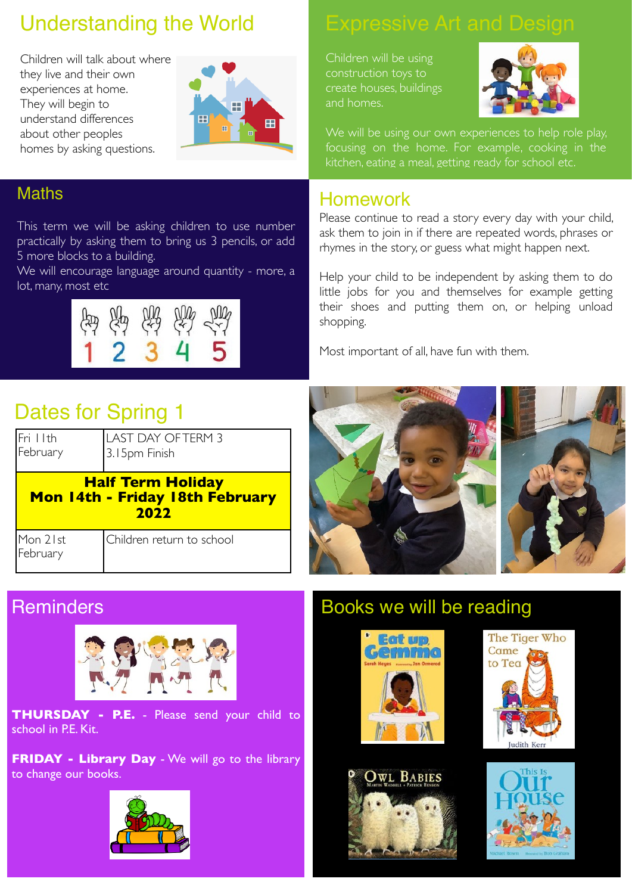## Understanding the World

Children will talk about where they live and their own experiences at home. They will begin to understand differences about other peoples homes by asking questions.

## Expressive Art and Design

Children will be using construction toys to create houses, buildings and homes.

We will be using our own experiences to help role play, focusing on the home. For example, cooking in the kitchen, eating a meal, getting ready for school etc.

## Maths

This term we will be asking children to use number practically by asking them to bring us 3 pencils, or add 5 more blocks to a building.

We will encourage language around quantity - more, a lot, many, most etc

## Homework

Please continue to read a story every day with your child, ask them to join in if there are repeated words, phrases or rhymes in the story, or guess what might happen next.

Help your child to be independent by asking them to do little jobs for you and themselves for example getting their shoes and putting them on, or helping unload shopping.

Most important of all, have fun with them.

## Dates for Spring 1

| | |
|---|---|
| Fri 11th February | LAST DAY OF TERM 3<br>3.15pm Finish |
| **Half Term Holiday Mon 14th - Friday 18th February 2022** | |
| Mon 21st February | Children return to school |

## Reminders

**THURSDAY - P.E.** - Please send your child to school in P.E. Kit.

**FRIDAY - Library Day** - We will go to the library to change our books.

## Books we will be reading

- Eat up, Gemma – Sarah Hayes, Jan Ormerod
- The Tiger Who Came to Tea – Judith Kerr
- Owl Babies – Martin Waddell, Patrick Benson
- This Is Our House – Michael Rosen, Bob Graham